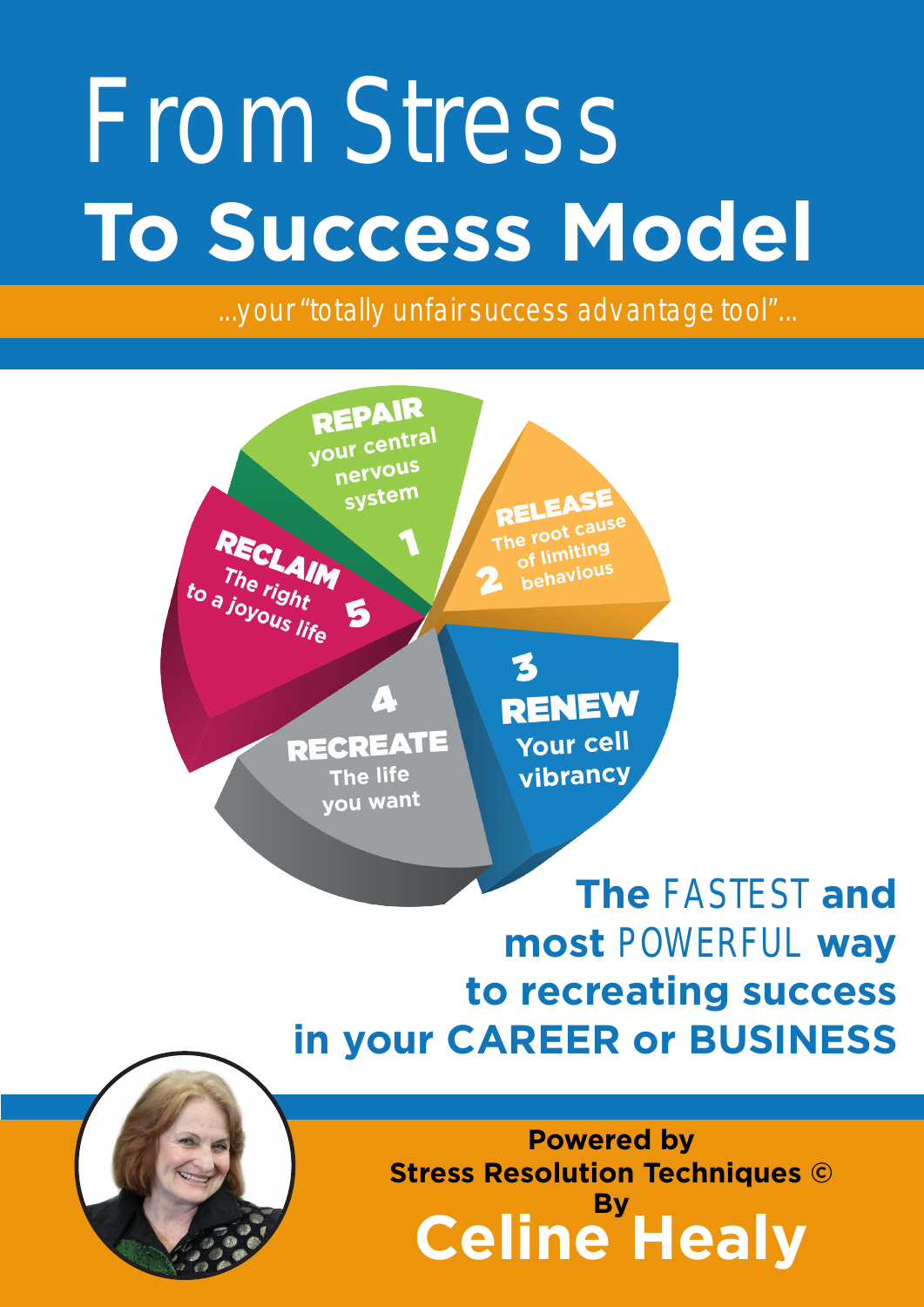# From Stress To Success Model

*...your "totally unfair success advantage tool"...*

**REPAIR** your central nervous system 1

**RELEASE** The root cause of limiting behavious 2

3 **RENEW** Your cell vibrancy

4 **RECREATE** The life you want

**RECLAIM** The right to a joyous life 5

**The FASTEST and most POWERFUL way to recreating success in your CAREER or BUSINESS**

**Powered by**
**Stress Resolution Techniques ©**
**By**
**Celine Healy**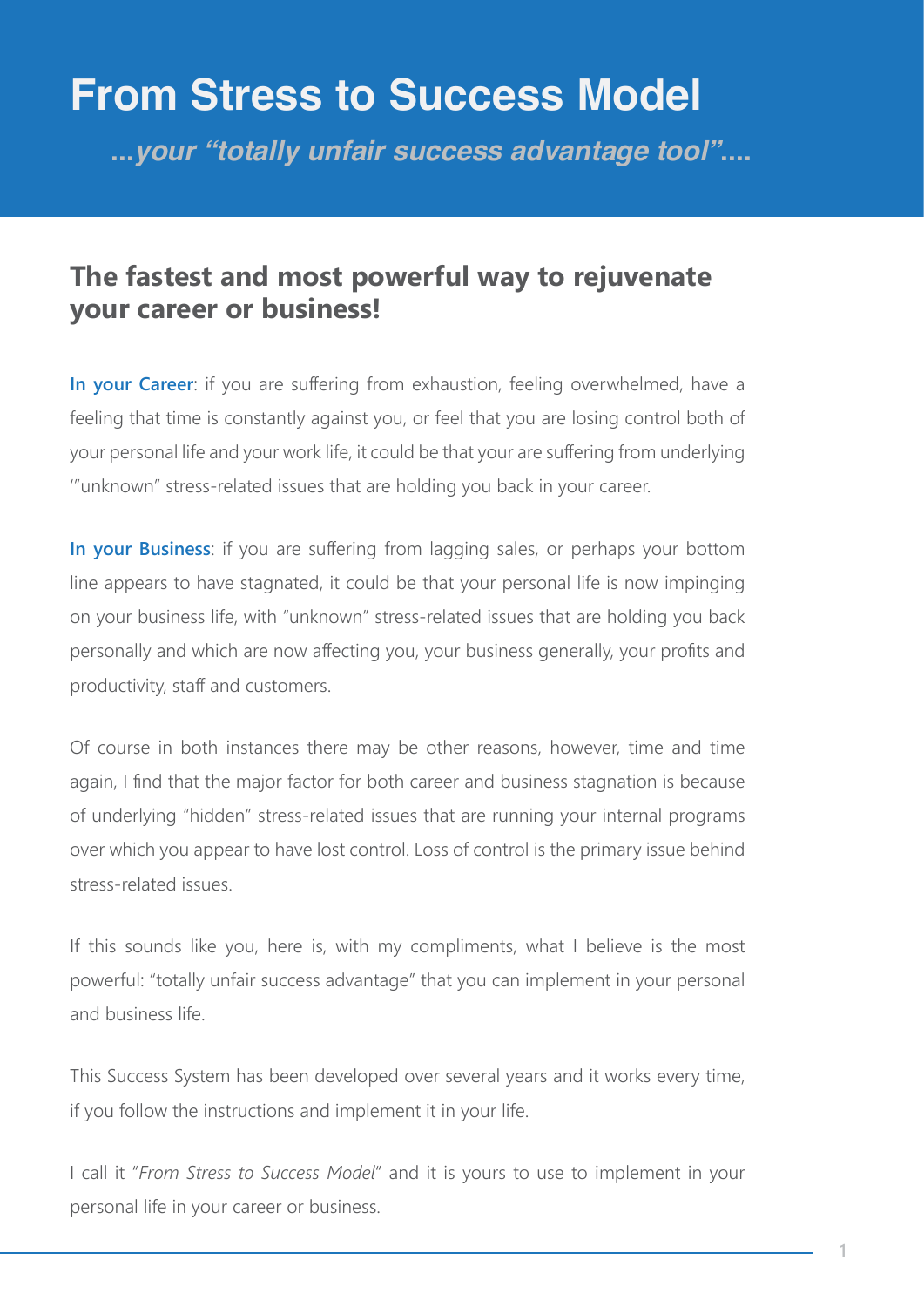# From Stress to Success Model

***...your "totally unfair success advantage tool"....***

## The fastest and most powerful way to rejuvenate your career or business!

**In your Career**: if you are suffering from exhaustion, feeling overwhelmed, have a feeling that time is constantly against you, or feel that you are losing control both of your personal life and your work life, it could be that your are suffering from underlying '"unknown" stress-related issues that are holding you back in your career.

**In your Business**: if you are suffering from lagging sales, or perhaps your bottom line appears to have stagnated, it could be that your personal life is now impinging on your business life, with "unknown" stress-related issues that are holding you back personally and which are now affecting you, your business generally, your profits and productivity, staff and customers.

Of course in both instances there may be other reasons, however, time and time again, I find that the major factor for both career and business stagnation is because of underlying "hidden" stress-related issues that are running your internal programs over which you appear to have lost control. Loss of control is the primary issue behind stress-related issues.

If this sounds like you, here is, with my compliments, what I believe is the most powerful: "totally unfair success advantage" that you can implement in your personal and business life.

This Success System has been developed over several years and it works every time, if you follow the instructions and implement it in your life.

I call it "*From Stress to Success Model*" and it is yours to use to implement in your personal life in your career or business.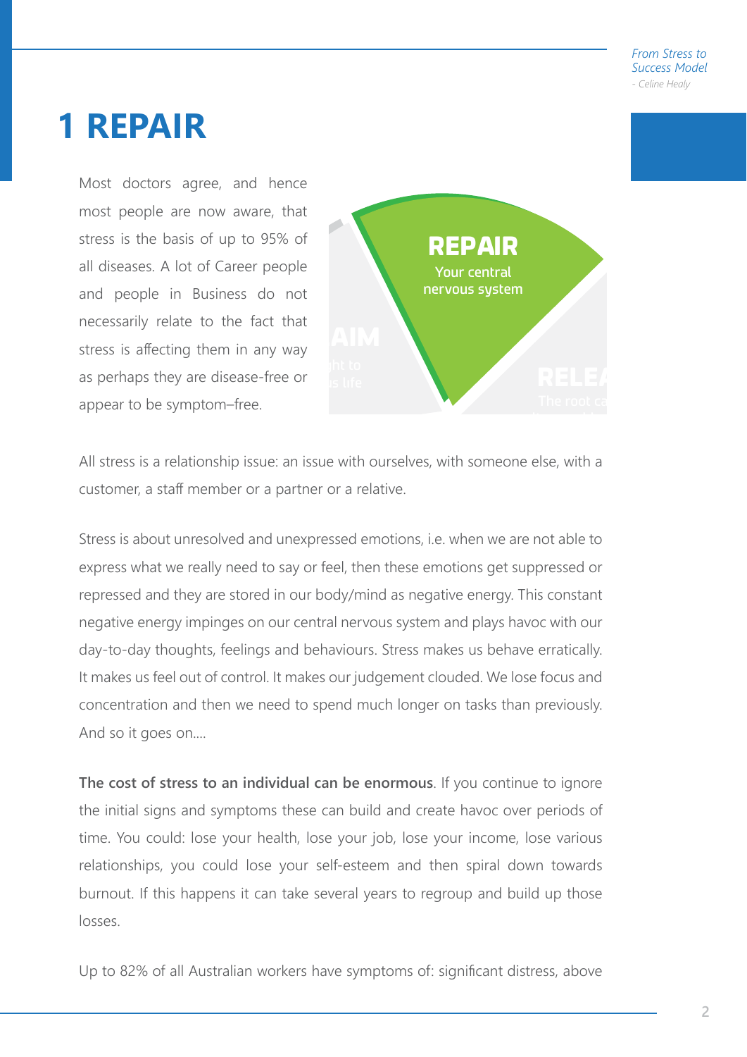# 1 REPAIR

Most doctors agree, and hence most people are now aware, that stress is the basis of up to 95% of all diseases. A lot of Career people and people in Business do not necessarily relate to the fact that stress is affecting them in any way as perhaps they are disease-free or appear to be symptom–free.

All stress is a relationship issue: an issue with ourselves, with someone else, with a customer, a staff member or a partner or a relative.

Stress is about unresolved and unexpressed emotions, i.e. when we are not able to express what we really need to say or feel, then these emotions get suppressed or repressed and they are stored in our body/mind as negative energy. This constant negative energy impinges on our central nervous system and plays havoc with our day-to-day thoughts, feelings and behaviours. Stress makes us behave erratically. It makes us feel out of control. It makes our judgement clouded. We lose focus and concentration and then we need to spend much longer on tasks than previously. And so it goes on....

**The cost of stress to an individual can be enormous**. If you continue to ignore the initial signs and symptoms these can build and create havoc over periods of time. You could: lose your health, lose your job, lose your income, lose various relationships, you could lose your self-esteem and then spiral down towards burnout. If this happens it can take several years to regroup and build up those losses.

Up to 82% of all Australian workers have symptoms of: significant distress, above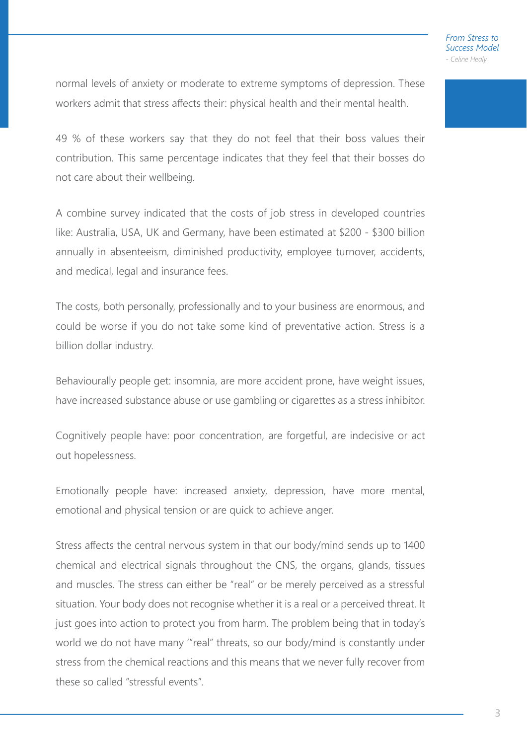normal levels of anxiety or moderate to extreme symptoms of depression. These workers admit that stress affects their: physical health and their mental health.

49 % of these workers say that they do not feel that their boss values their contribution. This same percentage indicates that they feel that their bosses do not care about their wellbeing.

A combine survey indicated that the costs of job stress in developed countries like: Australia, USA, UK and Germany, have been estimated at $200 - $300 billion annually in absenteeism, diminished productivity, employee turnover, accidents, and medical, legal and insurance fees.

The costs, both personally, professionally and to your business are enormous, and could be worse if you do not take some kind of preventative action. Stress is a billion dollar industry.

Behaviourally people get: insomnia, are more accident prone, have weight issues, have increased substance abuse or use gambling or cigarettes as a stress inhibitor.

Cognitively people have: poor concentration, are forgetful, are indecisive or act out hopelessness.

Emotionally people have: increased anxiety, depression, have more mental, emotional and physical tension or are quick to achieve anger.

Stress affects the central nervous system in that our body/mind sends up to 1400 chemical and electrical signals throughout the CNS, the organs, glands, tissues and muscles. The stress can either be "real" or be merely perceived as a stressful situation. Your body does not recognise whether it is a real or a perceived threat. It just goes into action to protect you from harm. The problem being that in today's world we do not have many '"real" threats, so our body/mind is constantly under stress from the chemical reactions and this means that we never fully recover from these so called "stressful events".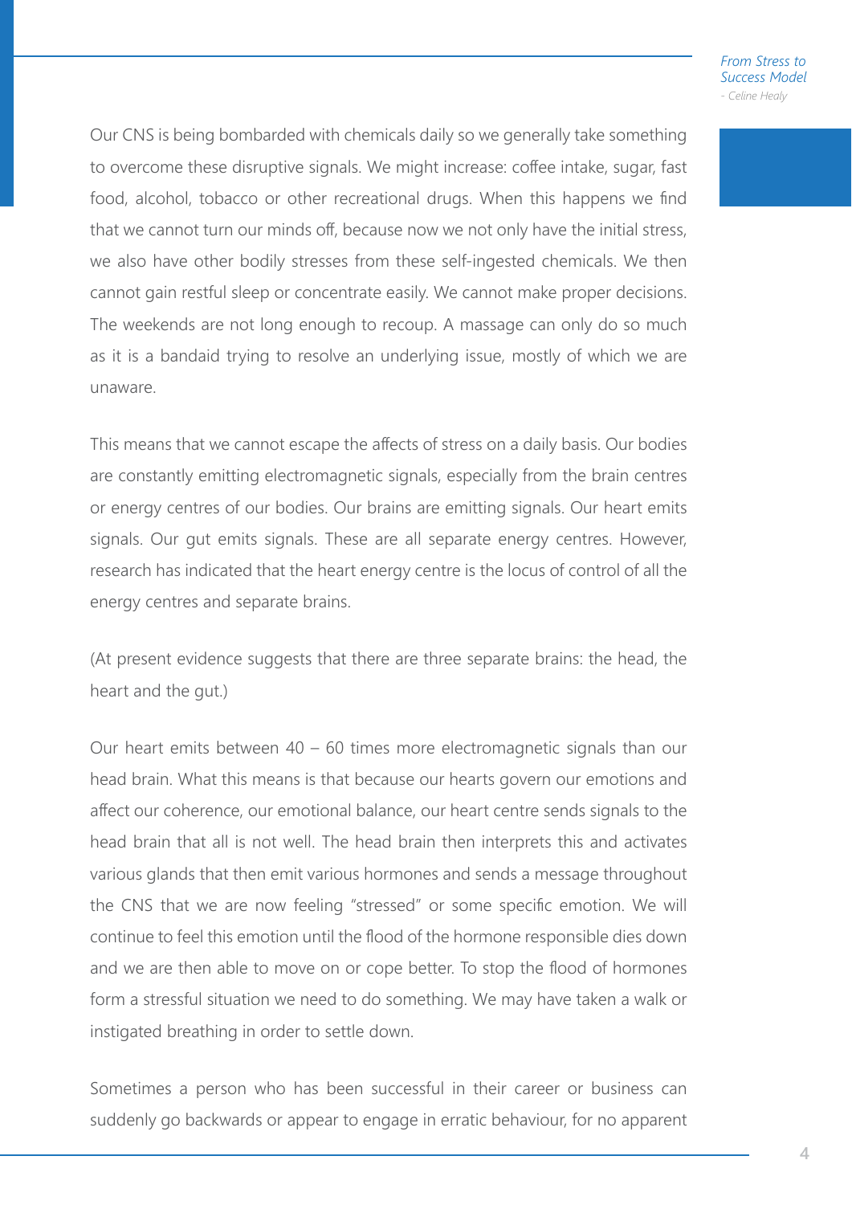Our CNS is being bombarded with chemicals daily so we generally take something to overcome these disruptive signals. We might increase: coffee intake, sugar, fast food, alcohol, tobacco or other recreational drugs. When this happens we find that we cannot turn our minds off, because now we not only have the initial stress, we also have other bodily stresses from these self-ingested chemicals. We then cannot gain restful sleep or concentrate easily. We cannot make proper decisions. The weekends are not long enough to recoup. A massage can only do so much as it is a bandaid trying to resolve an underlying issue, mostly of which we are unaware.

This means that we cannot escape the affects of stress on a daily basis. Our bodies are constantly emitting electromagnetic signals, especially from the brain centres or energy centres of our bodies. Our brains are emitting signals. Our heart emits signals. Our gut emits signals. These are all separate energy centres. However, research has indicated that the heart energy centre is the locus of control of all the energy centres and separate brains.

(At present evidence suggests that there are three separate brains: the head, the heart and the gut.)

Our heart emits between 40 – 60 times more electromagnetic signals than our head brain. What this means is that because our hearts govern our emotions and affect our coherence, our emotional balance, our heart centre sends signals to the head brain that all is not well. The head brain then interprets this and activates various glands that then emit various hormones and sends a message throughout the CNS that we are now feeling "stressed" or some specific emotion. We will continue to feel this emotion until the flood of the hormone responsible dies down and we are then able to move on or cope better. To stop the flood of hormones form a stressful situation we need to do something. We may have taken a walk or instigated breathing in order to settle down.

Sometimes a person who has been successful in their career or business can suddenly go backwards or appear to engage in erratic behaviour, for no apparent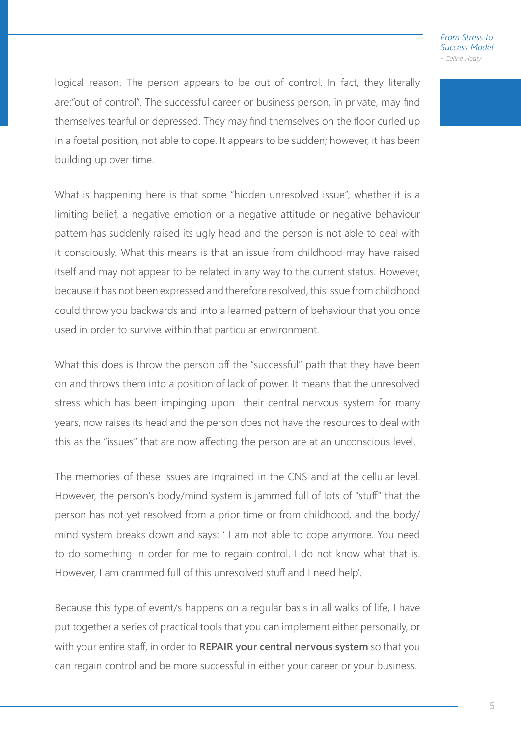logical reason. The person appears to be out of control. In fact, they literally are:"out of control". The successful career or business person, in private, may find themselves tearful or depressed. They may find themselves on the floor curled up in a foetal position, not able to cope. It appears to be sudden; however, it has been building up over time.

What is happening here is that some "hidden unresolved issue", whether it is a limiting belief, a negative emotion or a negative attitude or negative behaviour pattern has suddenly raised its ugly head and the person is not able to deal with it consciously. What this means is that an issue from childhood may have raised itself and may not appear to be related in any way to the current status. However, because it has not been expressed and therefore resolved, this issue from childhood could throw you backwards and into a learned pattern of behaviour that you once used in order to survive within that particular environment.

What this does is throw the person off the "successful" path that they have been on and throws them into a position of lack of power. It means that the unresolved stress which has been impinging upon their central nervous system for many years, now raises its head and the person does not have the resources to deal with this as the "issues" that are now affecting the person are at an unconscious level.

The memories of these issues are ingrained in the CNS and at the cellular level. However, the person's body/mind system is jammed full of lots of "stuff" that the person has not yet resolved from a prior time or from childhood, and the body/mind system breaks down and says: ' I am not able to cope anymore. You need to do something in order for me to regain control. I do not know what that is. However, I am crammed full of this unresolved stuff and I need help'.

Because this type of event/s happens on a regular basis in all walks of life, I have put together a series of practical tools that you can implement either personally, or with your entire staff, in order to **REPAIR your central nervous system** so that you can regain control and be more successful in either your career or your business.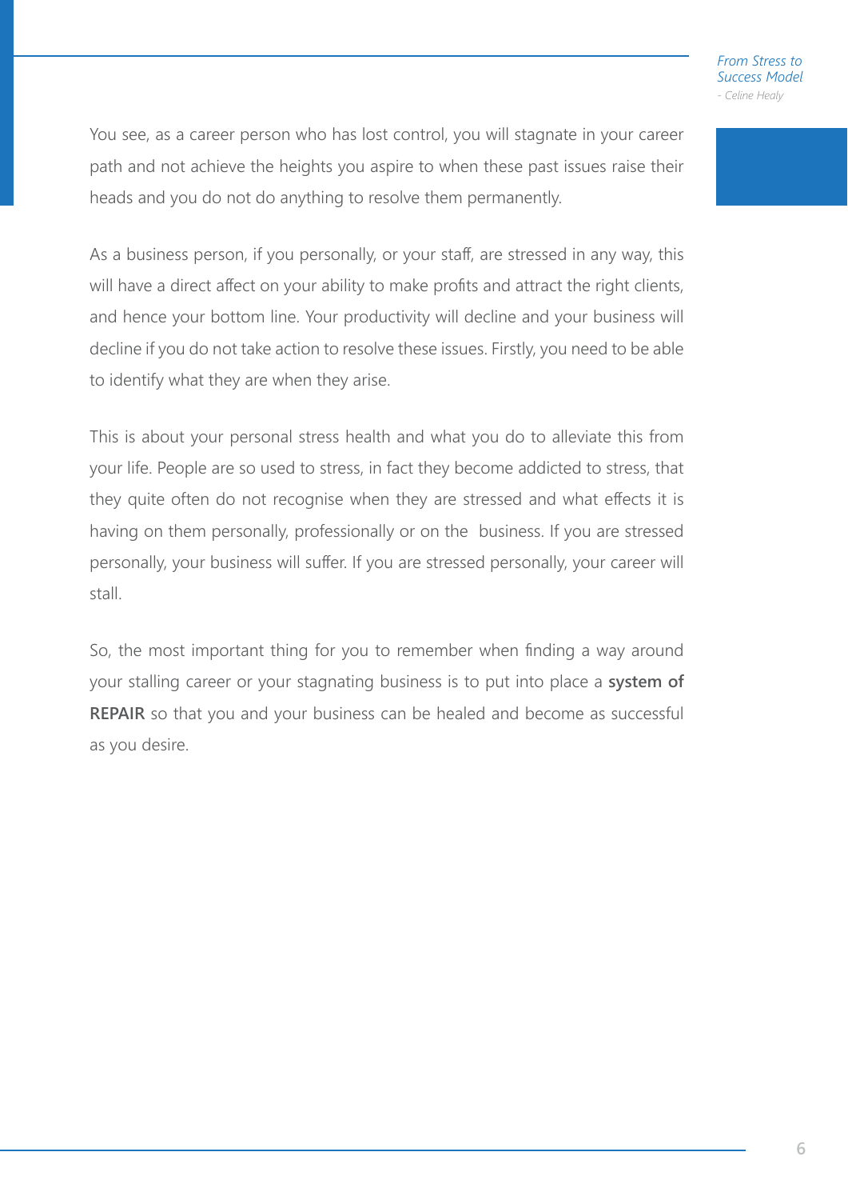You see, as a career person who has lost control, you will stagnate in your career path and not achieve the heights you aspire to when these past issues raise their heads and you do not do anything to resolve them permanently.

As a business person, if you personally, or your staff, are stressed in any way, this will have a direct affect on your ability to make profits and attract the right clients, and hence your bottom line. Your productivity will decline and your business will decline if you do not take action to resolve these issues. Firstly, you need to be able to identify what they are when they arise.

This is about your personal stress health and what you do to alleviate this from your life. People are so used to stress, in fact they become addicted to stress, that they quite often do not recognise when they are stressed and what effects it is having on them personally, professionally or on the business. If you are stressed personally, your business will suffer. If you are stressed personally, your career will stall.

So, the most important thing for you to remember when finding a way around your stalling career or your stagnating business is to put into place a **system of REPAIR** so that you and your business can be healed and become as successful as you desire.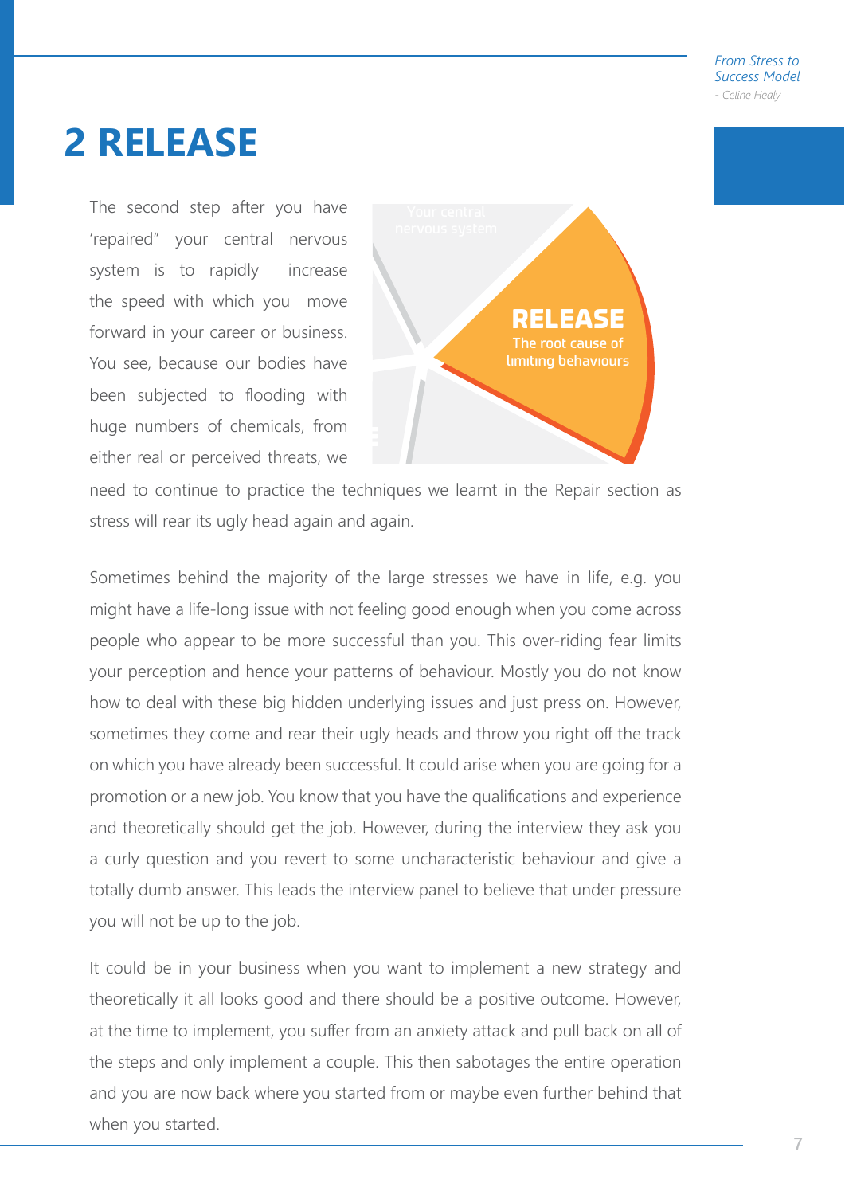# 2 RELEASE

The second step after you have 'repaired" your central nervous system is to rapidly increase the speed with which you move forward in your career or business. You see, because our bodies have been subjected to flooding with huge numbers of chemicals, from either real or perceived threats, we need to continue to practice the techniques we learnt in the Repair section as stress will rear its ugly head again and again.

Your central nervous system

**RELEASE**
The root cause of limiting behaviours

Sometimes behind the majority of the large stresses we have in life, e.g. you might have a life-long issue with not feeling good enough when you come across people who appear to be more successful than you. This over-riding fear limits your perception and hence your patterns of behaviour. Mostly you do not know how to deal with these big hidden underlying issues and just press on. However, sometimes they come and rear their ugly heads and throw you right off the track on which you have already been successful. It could arise when you are going for a promotion or a new job. You know that you have the qualifications and experience and theoretically should get the job. However, during the interview they ask you a curly question and you revert to some uncharacteristic behaviour and give a totally dumb answer. This leads the interview panel to believe that under pressure you will not be up to the job.

It could be in your business when you want to implement a new strategy and theoretically it all looks good and there should be a positive outcome. However, at the time to implement, you suffer from an anxiety attack and pull back on all of the steps and only implement a couple. This then sabotages the entire operation and you are now back where you started from or maybe even further behind that when you started.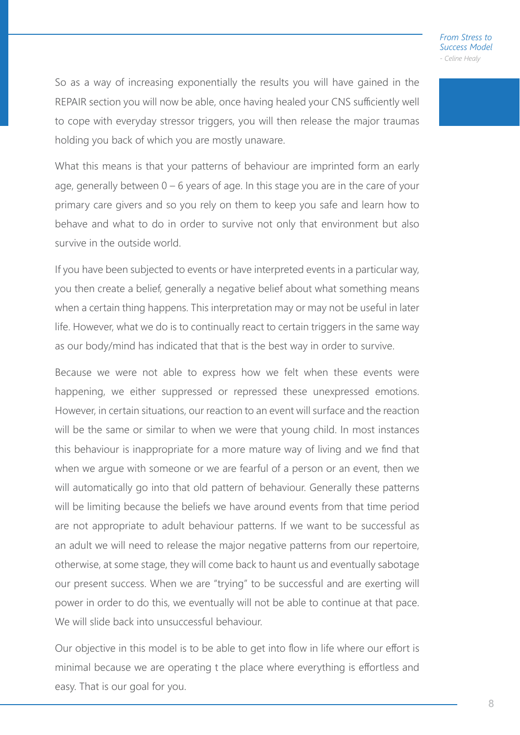So as a way of increasing exponentially the results you will have gained in the REPAIR section you will now be able, once having healed your CNS sufficiently well to cope with everyday stressor triggers, you will then release the major traumas holding you back of which you are mostly unaware.

What this means is that your patterns of behaviour are imprinted form an early age, generally between 0 – 6 years of age. In this stage you are in the care of your primary care givers and so you rely on them to keep you safe and learn how to behave and what to do in order to survive not only that environment but also survive in the outside world.

If you have been subjected to events or have interpreted events in a particular way, you then create a belief, generally a negative belief about what something means when a certain thing happens. This interpretation may or may not be useful in later life. However, what we do is to continually react to certain triggers in the same way as our body/mind has indicated that that is the best way in order to survive.

Because we were not able to express how we felt when these events were happening, we either suppressed or repressed these unexpressed emotions. However, in certain situations, our reaction to an event will surface and the reaction will be the same or similar to when we were that young child. In most instances this behaviour is inappropriate for a more mature way of living and we find that when we argue with someone or we are fearful of a person or an event, then we will automatically go into that old pattern of behaviour. Generally these patterns will be limiting because the beliefs we have around events from that time period are not appropriate to adult behaviour patterns. If we want to be successful as an adult we will need to release the major negative patterns from our repertoire, otherwise, at some stage, they will come back to haunt us and eventually sabotage our present success. When we are "trying" to be successful and are exerting will power in order to do this, we eventually will not be able to continue at that pace. We will slide back into unsuccessful behaviour.

Our objective in this model is to be able to get into flow in life where our effort is minimal because we are operating t the place where everything is effortless and easy. That is our goal for you.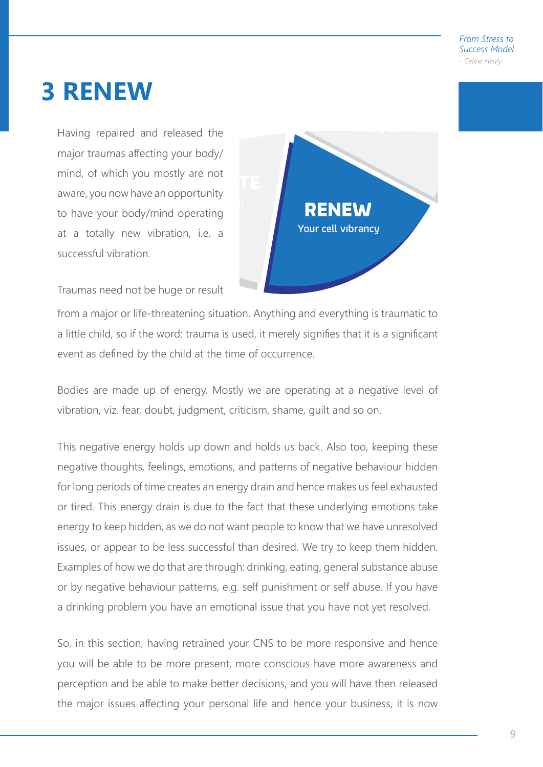# 3 RENEW

Having repaired and released the major traumas affecting your body/mind, of which you mostly are not aware, you now have an opportunity to have your body/mind operating at a totally new vibration, i.e. a successful vibration.

**RENEW**
Your cell vibrancy

Traumas need not be huge or result from a major or life-threatening situation. Anything and everything is traumatic to a little child, so if the word: trauma is used, it merely signifies that it is a significant event as defined by the child at the time of occurrence.

Bodies are made up of energy. Mostly we are operating at a negative level of vibration, viz. fear, doubt, judgment, criticism, shame, guilt and so on.

This negative energy holds up down and holds us back. Also too, keeping these negative thoughts, feelings, emotions, and patterns of negative behaviour hidden for long periods of time creates an energy drain and hence makes us feel exhausted or tired. This energy drain is due to the fact that these underlying emotions take energy to keep hidden, as we do not want people to know that we have unresolved issues, or appear to be less successful than desired. We try to keep them hidden. Examples of how we do that are through: drinking, eating, general substance abuse or by negative behaviour patterns, e.g. self punishment or self abuse. If you have a drinking problem you have an emotional issue that you have not yet resolved.

So, in this section, having retrained your CNS to be more responsive and hence you will be able to be more present, more conscious have more awareness and perception and be able to make better decisions, and you will have then released the major issues affecting your personal life and hence your business, it is now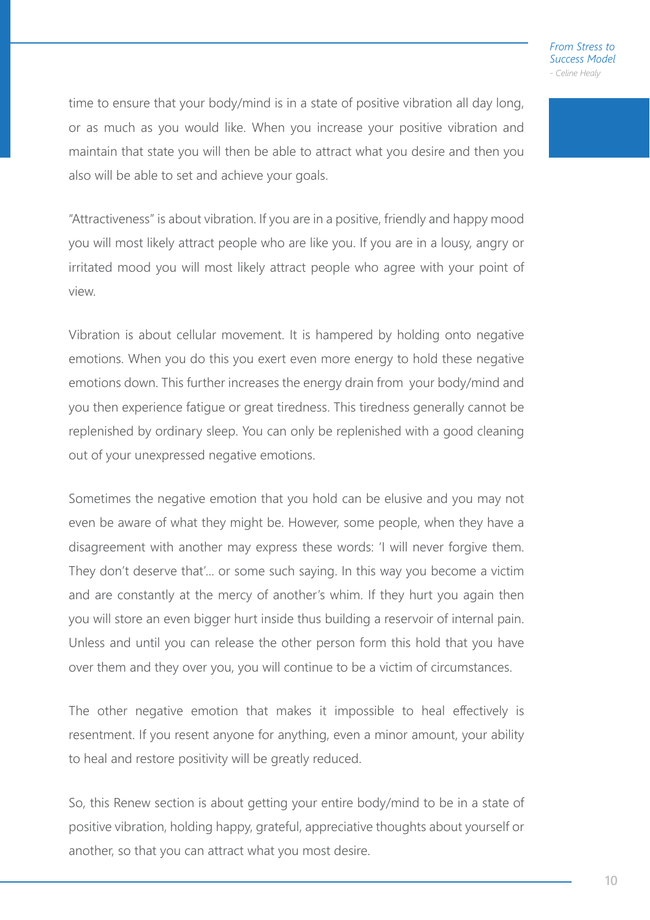time to ensure that your body/mind is in a state of positive vibration all day long, or as much as you would like. When you increase your positive vibration and maintain that state you will then be able to attract what you desire and then you also will be able to set and achieve your goals.

"Attractiveness" is about vibration. If you are in a positive, friendly and happy mood you will most likely attract people who are like you. If you are in a lousy, angry or irritated mood you will most likely attract people who agree with your point of view.

Vibration is about cellular movement. It is hampered by holding onto negative emotions. When you do this you exert even more energy to hold these negative emotions down. This further increases the energy drain from your body/mind and you then experience fatigue or great tiredness. This tiredness generally cannot be replenished by ordinary sleep. You can only be replenished with a good cleaning out of your unexpressed negative emotions.

Sometimes the negative emotion that you hold can be elusive and you may not even be aware of what they might be. However, some people, when they have a disagreement with another may express these words: 'I will never forgive them. They don't deserve that'... or some such saying. In this way you become a victim and are constantly at the mercy of another's whim. If they hurt you again then you will store an even bigger hurt inside thus building a reservoir of internal pain. Unless and until you can release the other person form this hold that you have over them and they over you, you will continue to be a victim of circumstances.

The other negative emotion that makes it impossible to heal effectively is resentment. If you resent anyone for anything, even a minor amount, your ability to heal and restore positivity will be greatly reduced.

So, this Renew section is about getting your entire body/mind to be in a state of positive vibration, holding happy, grateful, appreciative thoughts about yourself or another, so that you can attract what you most desire.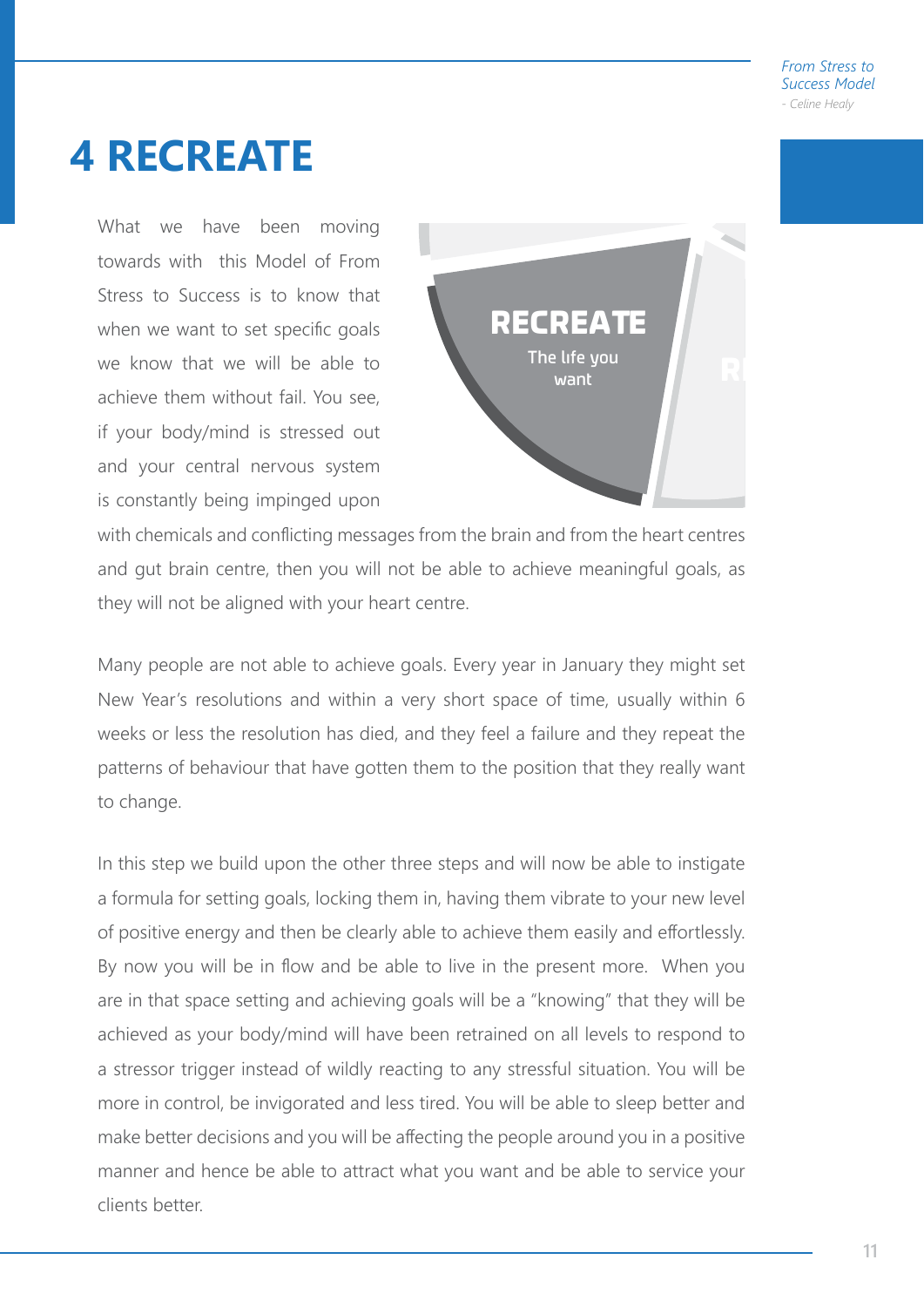# 4 RECREATE

What we have been moving towards with this Model of From Stress to Success is to know that when we want to set specific goals we know that we will be able to achieve them without fail. You see, if your body/mind is stressed out and your central nervous system is constantly being impinged upon with chemicals and conflicting messages from the brain and from the heart centres and gut brain centre, then you will not be able to achieve meaningful goals, as they will not be aligned with your heart centre.

Many people are not able to achieve goals. Every year in January they might set New Year's resolutions and within a very short space of time, usually within 6 weeks or less the resolution has died, and they feel a failure and they repeat the patterns of behaviour that have gotten them to the position that they really want to change.

In this step we build upon the other three steps and will now be able to instigate a formula for setting goals, locking them in, having them vibrate to your new level of positive energy and then be clearly able to achieve them easily and effortlessly. By now you will be in flow and be able to live in the present more. When you are in that space setting and achieving goals will be a "knowing" that they will be achieved as your body/mind will have been retrained on all levels to respond to a stressor trigger instead of wildly reacting to any stressful situation. You will be more in control, be invigorated and less tired. You will be able to sleep better and make better decisions and you will be affecting the people around you in a positive manner and hence be able to attract what you want and be able to service your clients better.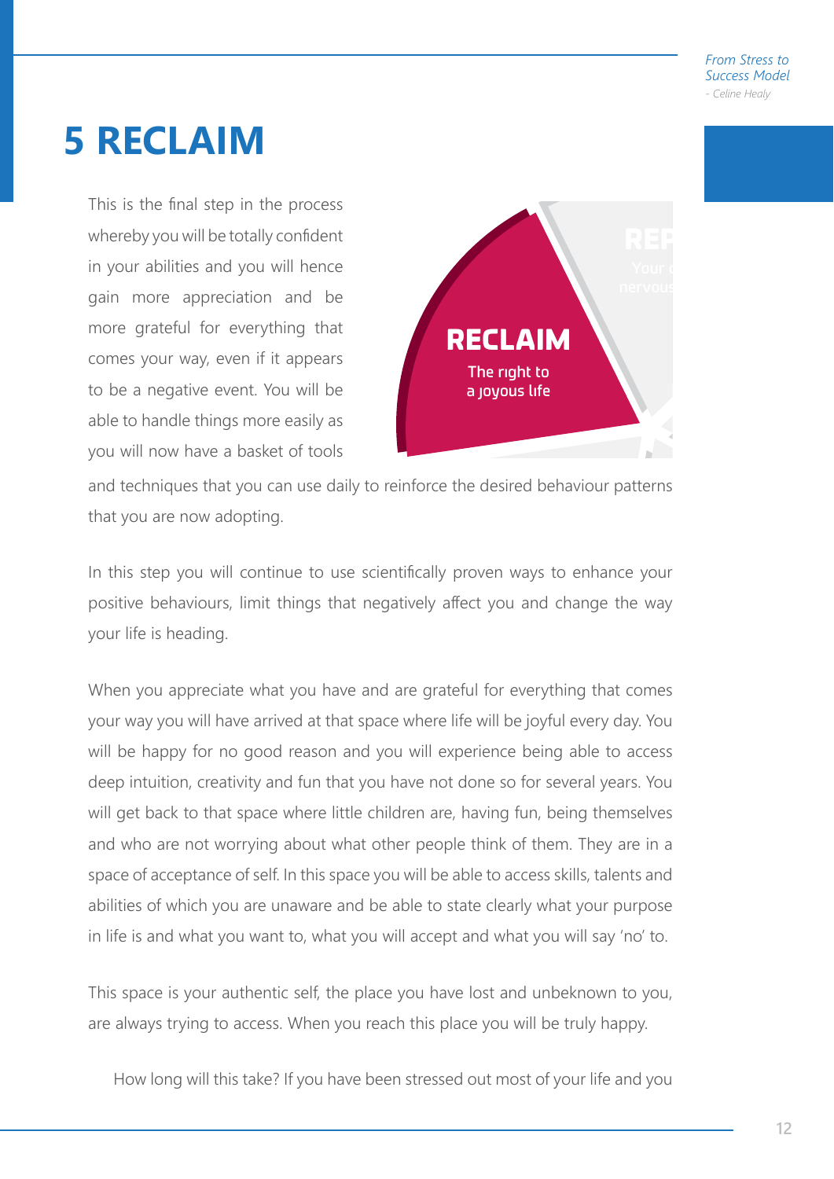# 5 RECLAIM

This is the final step in the process whereby you will be totally confident in your abilities and you will hence gain more appreciation and be more grateful for everything that comes your way, even if it appears to be a negative event. You will be able to handle things more easily as you will now have a basket of tools and techniques that you can use daily to reinforce the desired behaviour patterns that you are now adopting.

In this step you will continue to use scientifically proven ways to enhance your positive behaviours, limit things that negatively affect you and change the way your life is heading.

When you appreciate what you have and are grateful for everything that comes your way you will have arrived at that space where life will be joyful every day. You will be happy for no good reason and you will experience being able to access deep intuition, creativity and fun that you have not done so for several years. You will get back to that space where little children are, having fun, being themselves and who are not worrying about what other people think of them. They are in a space of acceptance of self. In this space you will be able to access skills, talents and abilities of which you are unaware and be able to state clearly what your purpose in life is and what you want to, what you will accept and what you will say 'no' to.

This space is your authentic self, the place you have lost and unbeknown to you, are always trying to access. When you reach this place you will be truly happy.

How long will this take? If you have been stressed out most of your life and you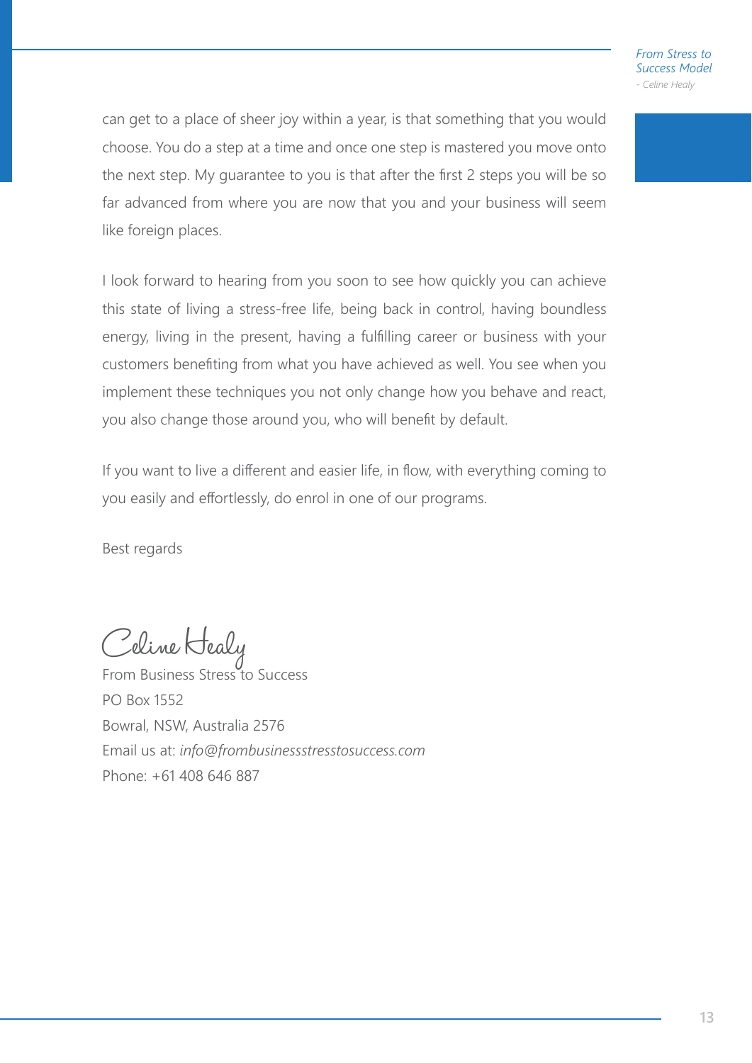can get to a place of sheer joy within a year, is that something that you would choose. You do a step at a time and once one step is mastered you move onto the next step. My guarantee to you is that after the first 2 steps you will be so far advanced from where you are now that you and your business will seem like foreign places.

I look forward to hearing from you soon to see how quickly you can achieve this state of living a stress-free life, being back in control, having boundless energy, living in the present, having a fulfilling career or business with your customers benefiting from what you have achieved as well. You see when you implement these techniques you not only change how you behave and react, you also change those around you, who will benefit by default.

If you want to live a different and easier life, in flow, with everything coming to you easily and effortlessly, do enrol in one of our programs.

Best regards

Celine Healy

From Business Stress to Success
PO Box 1552
Bowral, NSW, Australia 2576
Email us at: *info@frombusinessstresstosuccess.com*
Phone: +61 408 646 887